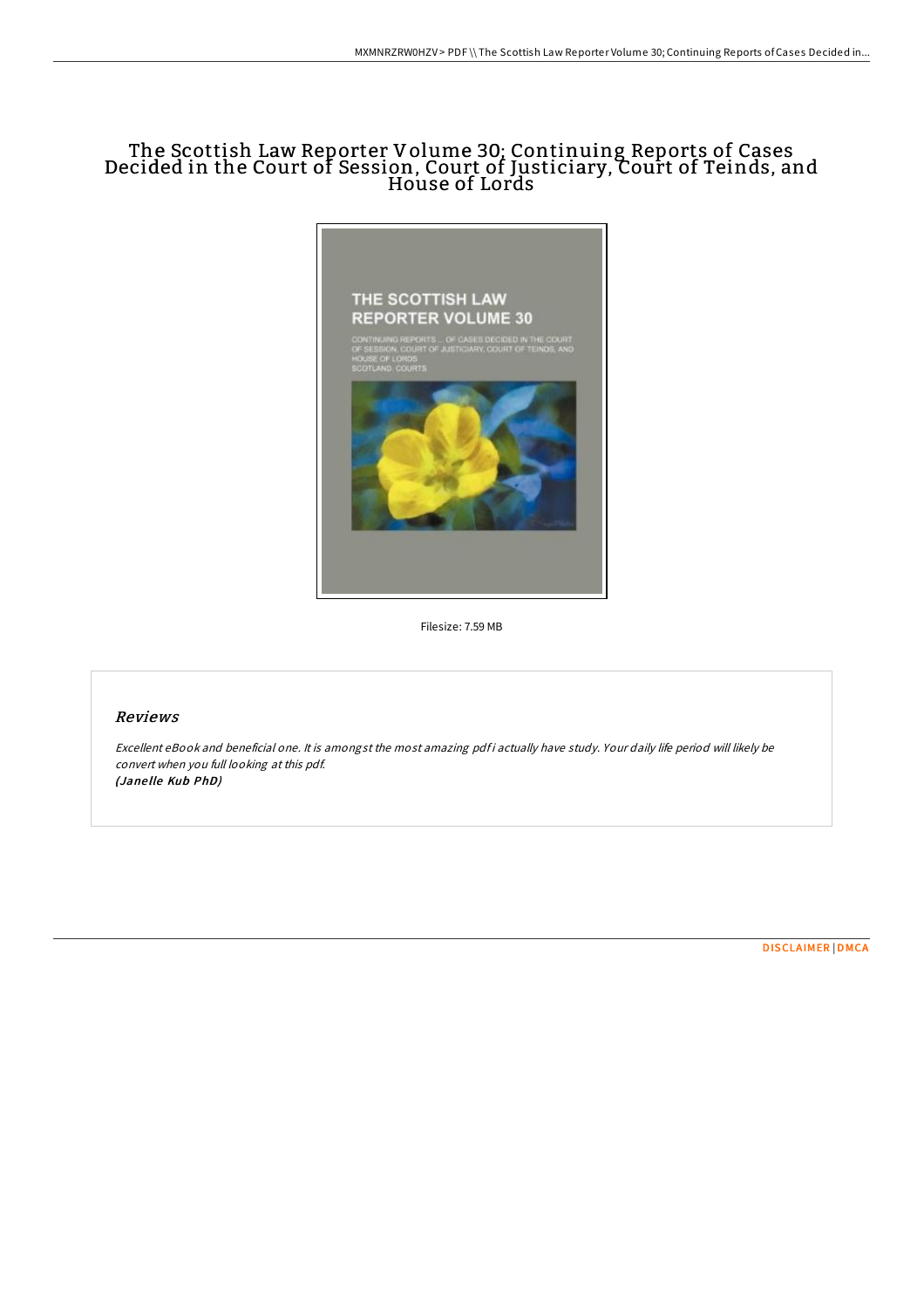# The Scottish Law Reporter Volume 30; Continuing Reports of Cases Decided in the Court of Session, Court of Justiciary, Court of Teinds, and House of Lords

Filesize: 7.59 MB

## Reviews

*Excellent eBook and beneficial one. It is amongst the most amazing pdf i actually have study. Your daily life period will likely be convert when you full looking at this pdf.*
***(Janelle Kub PhD)***

DISCLAIMER | DMCA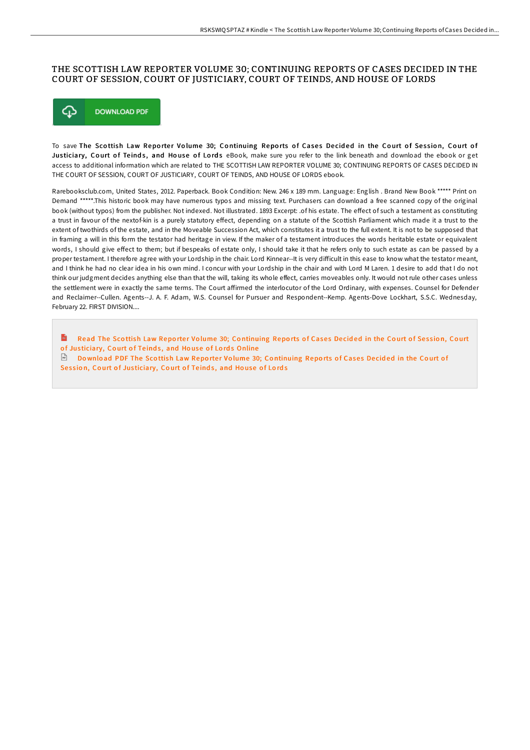# THE SCOTTISH LAW REPORTER VOLUME 30; CONTINUING REPORTS OF CASES DECIDED IN THE COURT OF SESSION, COURT OF JUSTICIARY, COURT OF TEINDS, AND HOUSE OF LORDS

DOWNLOAD PDF

To save **The Scottish Law Reporter Volume 30; Continuing Reports of Cases Decided in the Court of Session, Court of Justiciary, Court of Teinds, and House of Lords** eBook, make sure you refer to the link beneath and download the ebook or get access to additional information which are related to THE SCOTTISH LAW REPORTER VOLUME 30; CONTINUING REPORTS OF CASES DECIDED IN THE COURT OF SESSION, COURT OF JUSTICIARY, COURT OF TEINDS, AND HOUSE OF LORDS ebook.

Rarebooksclub.com, United States, 2012. Paperback. Book Condition: New. 246 x 189 mm. Language: English . Brand New Book ***** Print on Demand *****.This historic book may have numerous typos and missing text. Purchasers can download a free scanned copy of the original book (without typos) from the publisher. Not indexed. Not illustrated. 1893 Excerpt: .of his estate. The effect of such a testament as constituting a trust in favour of the nextof-kin is a purely statutory effect, depending on a statute of the Scottish Parliament which made it a trust to the extent of twothirds of the estate, and in the Moveable Succession Act, which constitutes it a trust to the full extent. It is not to be supposed that in framing a will in this form the testator had heritage in view. If the maker of a testament introduces the words heritable estate or equivalent words, I should give effect to them; but if bespeaks of estate only, I should take it that he refers only to such estate as can be passed by a proper testament. I therefore agree with your Lordship in the chair. Lord Kinnear--It is very difficult in this ease to know what the testator meant, and I think he had no clear idea in his own mind. I concur with your Lordship in the chair and with Lord M Laren. 1 desire to add that I do not think our judgment decides anything else than that the will, taking its whole effect, carries moveables only. It would not rule other cases unless the settlement were in exactly the same terms. The Court affirmed the interlocutor of the Lord Ordinary, with expenses. Counsel for Defender and Reclaimer--Cullen. Agents--J. A. F. Adam, W.S. Counsel for Pursuer and Respondent--Kemp. Agents-Dove Lockhart, S.S.C. Wednesday, February 22. FIRST DIVISION....

Read The Scottish Law Reporter Volume 30; Continuing Reports of Cases Decided in the Court of Session, Court of Justiciary, Court of Teinds, and House of Lords Online

Download PDF The Scottish Law Reporter Volume 30; Continuing Reports of Cases Decided in the Court of Session, Court of Justiciary, Court of Teinds, and House of Lords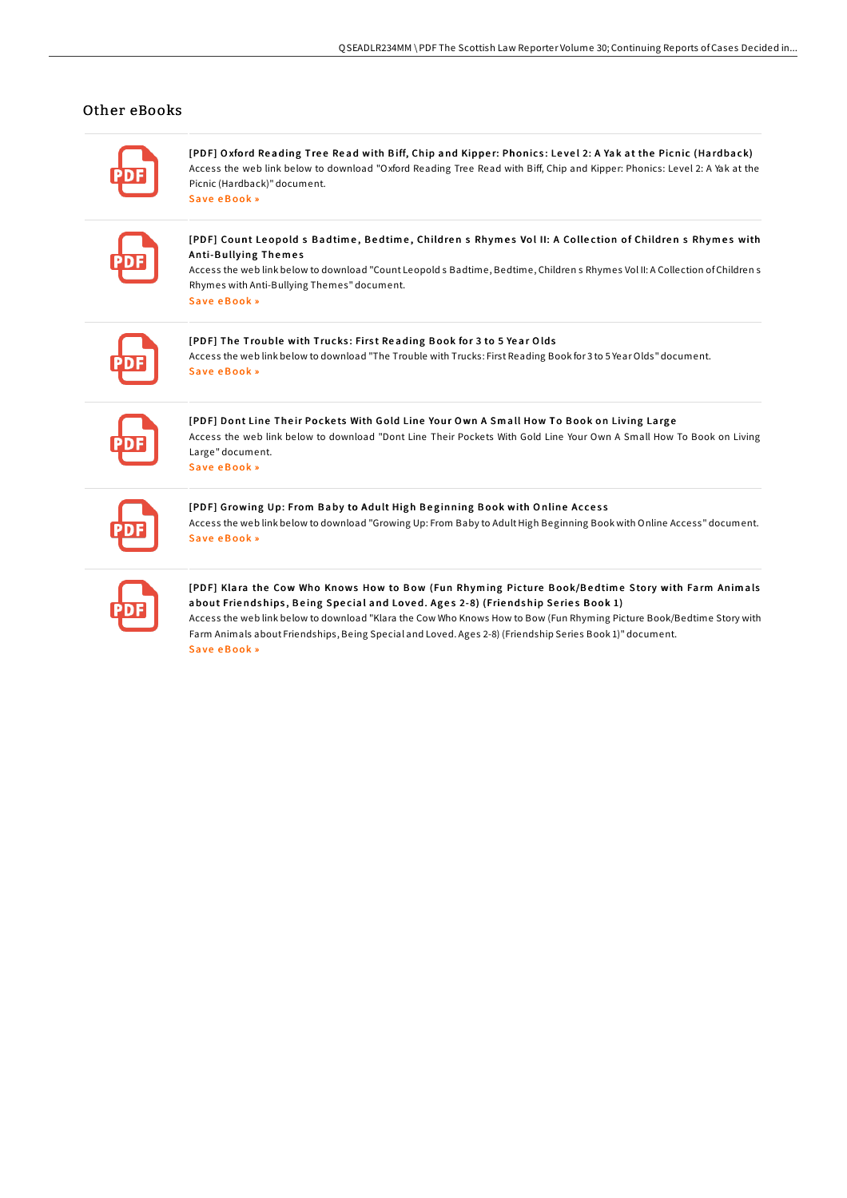## Other eBooks

**[PDF] Oxford Reading Tree Read with Biff, Chip and Kipper: Phonics: Level 2: A Yak at the Picnic (Hardback)**
Access the web link below to download "Oxford Reading Tree Read with Biff, Chip and Kipper: Phonics: Level 2: A Yak at the Picnic (Hardback)" document.
Save eBook »

**[PDF] Count Leopold s Badtime, Bedtime, Children s Rhymes Vol II: A Collection of Children s Rhymes with Anti-Bullying Themes**
Access the web link below to download "Count Leopold s Badtime, Bedtime, Children s Rhymes Vol II: A Collection of Children s Rhymes with Anti-Bullying Themes" document.
Save eBook »

**[PDF] The Trouble with Trucks: First Reading Book for 3 to 5 Year Olds**
Access the web link below to download "The Trouble with Trucks: First Reading Book for 3 to 5 Year Olds" document.
Save eBook »

**[PDF] Dont Line Their Pockets With Gold Line Your Own A Small How To Book on Living Large**
Access the web link below to download "Dont Line Their Pockets With Gold Line Your Own A Small How To Book on Living Large" document.
Save eBook »

**[PDF] Growing Up: From Baby to Adult High Beginning Book with Online Access**
Access the web link below to download "Growing Up: From Baby to Adult High Beginning Book with Online Access" document.
Save eBook »

**[PDF] Klara the Cow Who Knows How to Bow (Fun Rhyming Picture Book/Bedtime Story with Farm Animals about Friendships, Being Special and Loved. Ages 2-8) (Friendship Series Book 1)**
Access the web link below to download "Klara the Cow Who Knows How to Bow (Fun Rhyming Picture Book/Bedtime Story with Farm Animals about Friendships, Being Special and Loved. Ages 2-8) (Friendship Series Book 1)" document.
Save eBook »